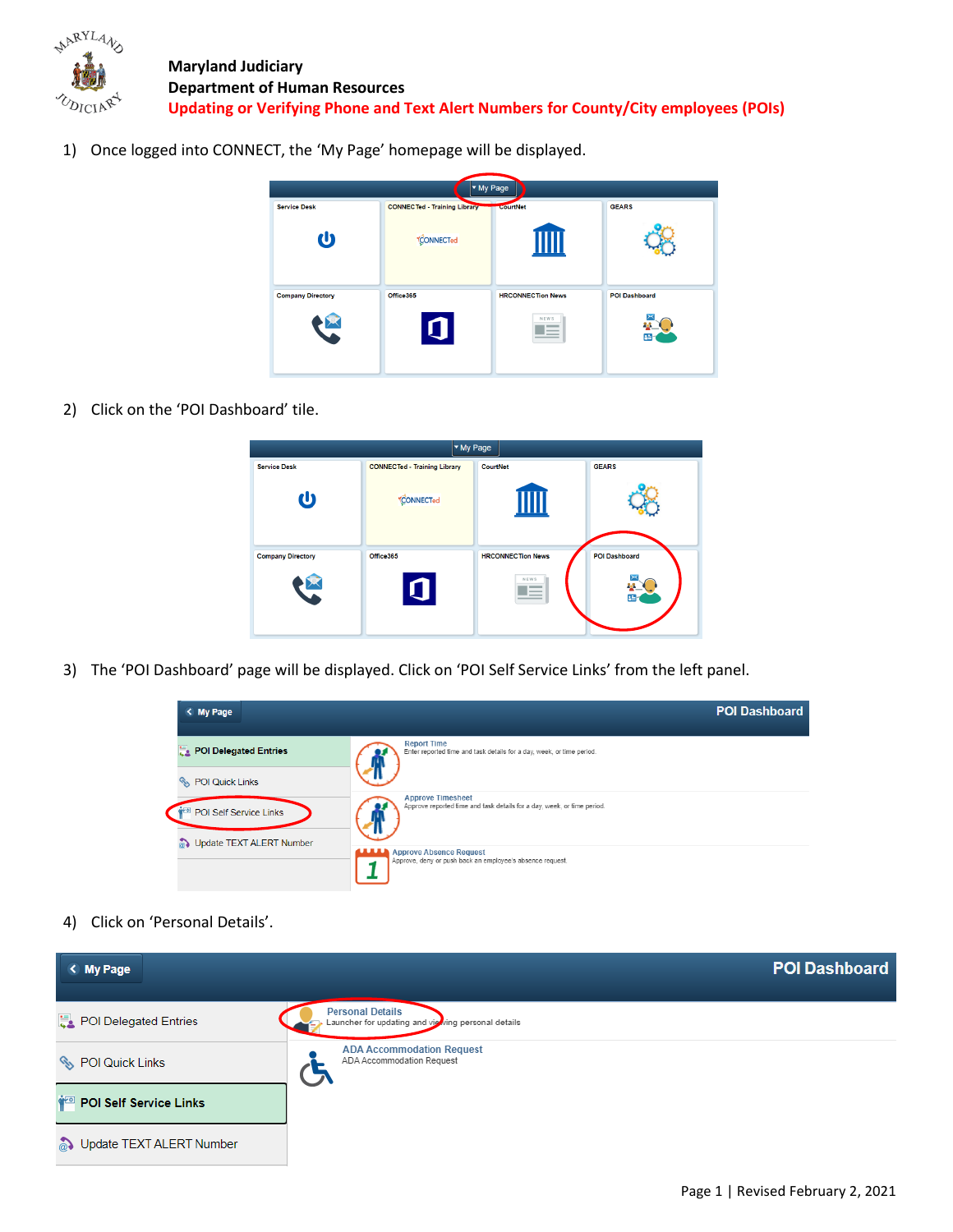**Maryland Judiciary**
**Department of Human Resources**
**Updating or Verifying Phone and Text Alert Numbers for County/City employees (POIs)**

1) Once logged into CONNECT, the 'My Page' homepage will be displayed.

2) Click on the 'POI Dashboard' tile.

3) The 'POI Dashboard' page will be displayed. Click on 'POI Self Service Links' from the left panel.

4) Click on 'Personal Details'.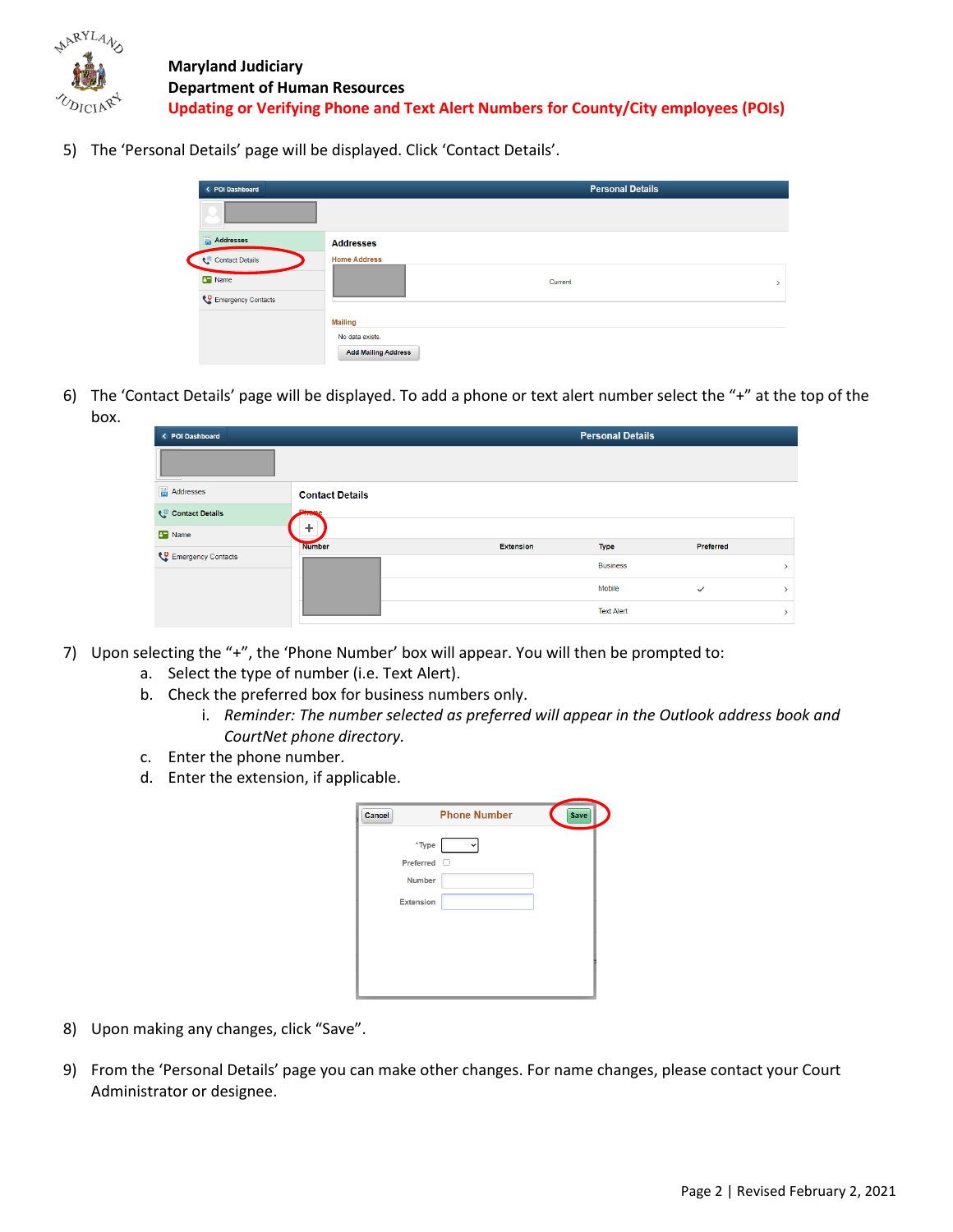5) The 'Personal Details' page will be displayed. Click 'Contact Details'.

6) The 'Contact Details' page will be displayed. To add a phone or text alert number select the "+" at the top of the box.

7) Upon selecting the "+", the 'Phone Number' box will appear. You will then be prompted to:
   a. Select the type of number (i.e. Text Alert).
   b. Check the preferred box for business numbers only.
      i. *Reminder: The number selected as preferred will appear in the Outlook address book and CourtNet phone directory.*
   c. Enter the phone number.
   d. Enter the extension, if applicable.

8) Upon making any changes, click "Save".

9) From the 'Personal Details' page you can make other changes. For name changes, please contact your Court Administrator or designee.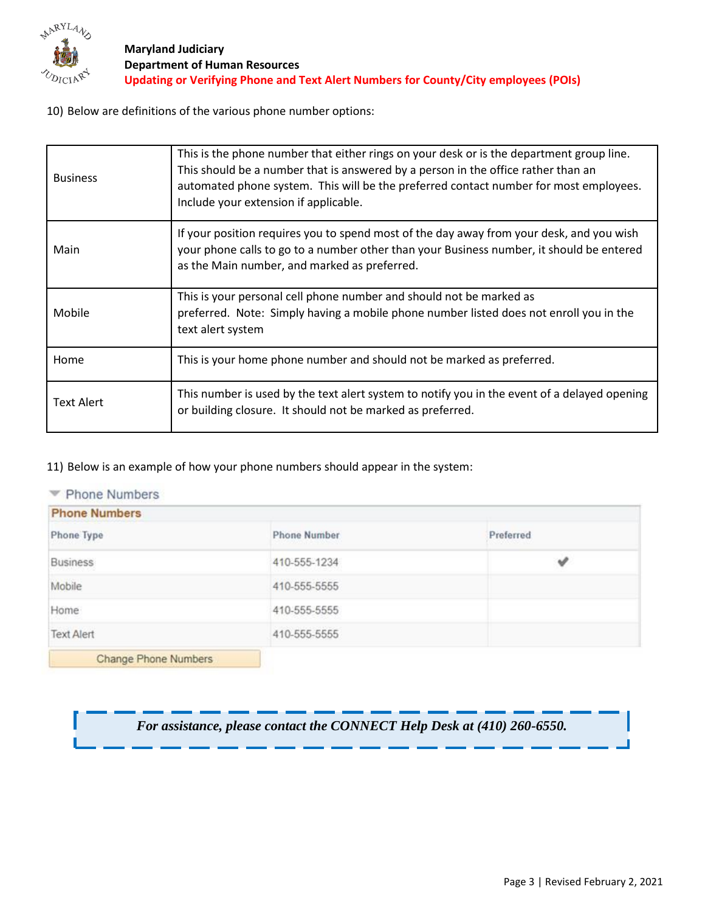10) Below are definitions of the various phone number options:

| | |
|---|---|
| Business | This is the phone number that either rings on your desk or is the department group line. This should be a number that is answered by a person in the office rather than an automated phone system. This will be the preferred contact number for most employees. Include your extension if applicable. |
| Main | If your position requires you to spend most of the day away from your desk, and you wish your phone calls to go to a number other than your Business number, it should be entered as the Main number, and marked as preferred. |
| Mobile | This is your personal cell phone number and should not be marked as preferred. Note: Simply having a mobile phone number listed does not enroll you in the text alert system |
| Home | This is your home phone number and should not be marked as preferred. |
| Text Alert | This number is used by the text alert system to notify you in the event of a delayed opening or building closure. It should not be marked as preferred. |

11) Below is an example of how your phone numbers should appear in the system:

Phone Numbers

**Phone Numbers**

| Phone Type | Phone Number | Preferred |
|---|---|---|
| Business | 410-555-1234 | ✔ |
| Mobile | 410-555-5555 | |
| Home | 410-555-5555 | |
| Text Alert | 410-555-5555 | |

Change Phone Numbers

***For assistance, please contact the CONNECT Help Desk at (410) 260-6550.***